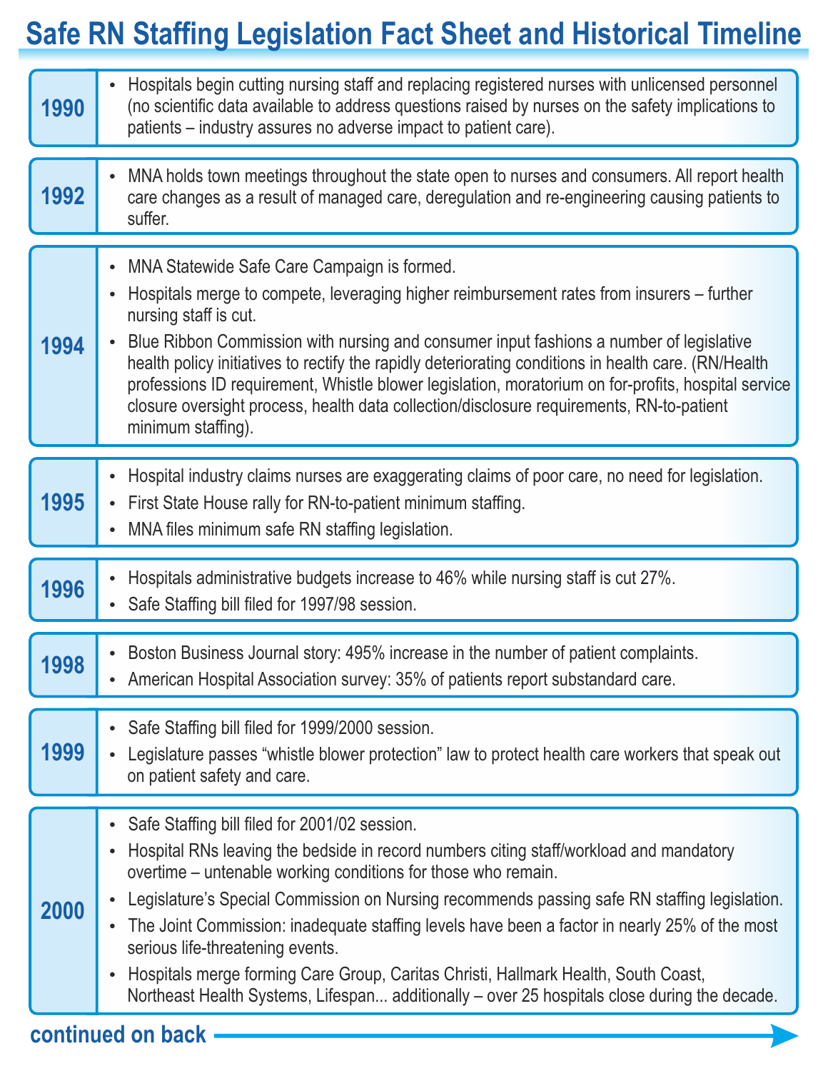# Safe RN Staffing Legislation Fact Sheet and Historical Timeline

## 1990

- Hospitals begin cutting nursing staff and replacing registered nurses with unlicensed personnel (no scientific data available to address questions raised by nurses on the safety implications to patients – industry assures no adverse impact to patient care).

## 1992

- MNA holds town meetings throughout the state open to nurses and consumers. All report health care changes as a result of managed care, deregulation and re-engineering causing patients to suffer.

## 1994

- MNA Statewide Safe Care Campaign is formed.
- Hospitals merge to compete, leveraging higher reimbursement rates from insurers – further nursing staff is cut.
- Blue Ribbon Commission with nursing and consumer input fashions a number of legislative health policy initiatives to rectify the rapidly deteriorating conditions in health care. (RN/Health professions ID requirement, Whistle blower legislation, moratorium on for-profits, hospital service closure oversight process, health data collection/disclosure requirements, RN-to-patient minimum staffing).

## 1995

- Hospital industry claims nurses are exaggerating claims of poor care, no need for legislation.
- First State House rally for RN-to-patient minimum staffing.
- MNA files minimum safe RN staffing legislation.

## 1996

- Hospitals administrative budgets increase to 46% while nursing staff is cut 27%.
- Safe Staffing bill filed for 1997/98 session.

## 1998

- Boston Business Journal story: 495% increase in the number of patient complaints.
- American Hospital Association survey: 35% of patients report substandard care.

## 1999

- Safe Staffing bill filed for 1999/2000 session.
- Legislature passes "whistle blower protection" law to protect health care workers that speak out on patient safety and care.

## 2000

- Safe Staffing bill filed for 2001/02 session.
- Hospital RNs leaving the bedside in record numbers citing staff/workload and mandatory overtime – untenable working conditions for those who remain.
- Legislature's Special Commission on Nursing recommends passing safe RN staffing legislation.
- The Joint Commission: inadequate staffing levels have been a factor in nearly 25% of the most serious life-threatening events.
- Hospitals merge forming Care Group, Caritas Christi, Hallmark Health, South Coast, Northeast Health Systems, Lifespan... additionally – over 25 hospitals close during the decade.

continued on back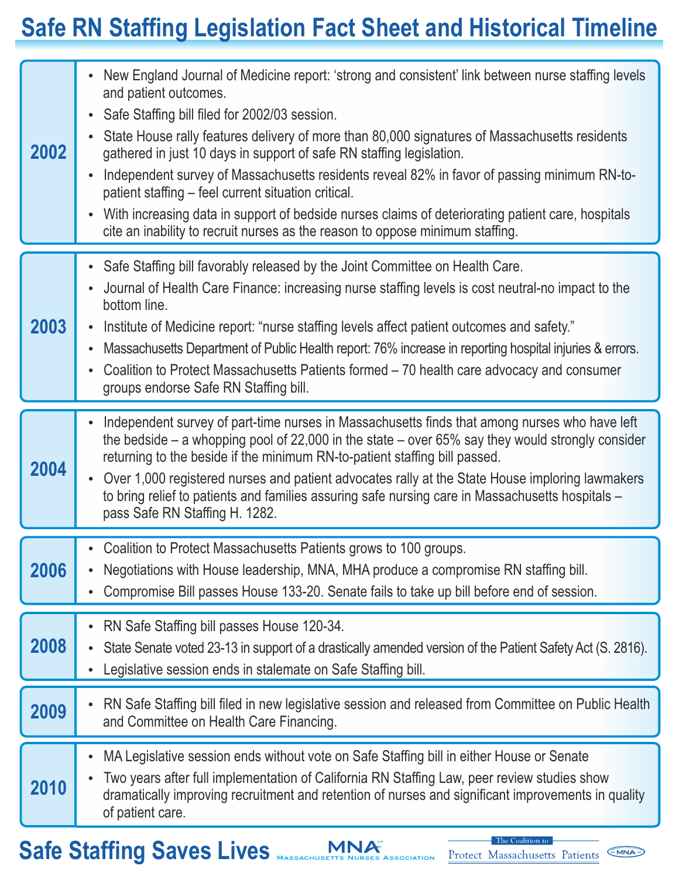# Safe RN Staffing Legislation Fact Sheet and Historical Timeline

| | |
|---|---|
| **2002** | • New England Journal of Medicine report: 'strong and consistent' link between nurse staffing levels and patient outcomes.<br>• Safe Staffing bill filed for 2002/03 session.<br>• State House rally features delivery of more than 80,000 signatures of Massachusetts residents gathered in just 10 days in support of safe RN staffing legislation.<br>• Independent survey of Massachusetts residents reveal 82% in favor of passing minimum RN-to-patient staffing – feel current situation critical.<br>• With increasing data in support of bedside nurses claims of deteriorating patient care, hospitals cite an inability to recruit nurses as the reason to oppose minimum staffing. |
| **2003** | • Safe Staffing bill favorably released by the Joint Committee on Health Care.<br>• Journal of Health Care Finance: increasing nurse staffing levels is cost neutral-no impact to the bottom line.<br>• Institute of Medicine report: "nurse staffing levels affect patient outcomes and safety."<br>• Massachusetts Department of Public Health report: 76% increase in reporting hospital injuries & errors.<br>• Coalition to Protect Massachusetts Patients formed – 70 health care advocacy and consumer groups endorse Safe RN Staffing bill. |
| **2004** | • Independent survey of part-time nurses in Massachusetts finds that among nurses who have left the bedside – a whopping pool of 22,000 in the state – over 65% say they would strongly consider returning to the beside if the minimum RN-to-patient staffing bill passed.<br>• Over 1,000 registered nurses and patient advocates rally at the State House imploring lawmakers to bring relief to patients and families assuring safe nursing care in Massachusetts hospitals – pass Safe RN Staffing H. 1282. |
| **2006** | • Coalition to Protect Massachusetts Patients grows to 100 groups.<br>• Negotiations with House leadership, MNA, MHA produce a compromise RN staffing bill.<br>• Compromise Bill passes House 133-20. Senate fails to take up bill before end of session. |
| **2008** | • RN Safe Staffing bill passes House 120-34.<br>• State Senate voted 23-13 in support of a drastically amended version of the Patient Safety Act (S. 2816).<br>• Legislative session ends in stalemate on Safe Staffing bill. |
| **2009** | • RN Safe Staffing bill filed in new legislative session and released from Committee on Public Health and Committee on Health Care Financing. |
| **2010** | • MA Legislative session ends without vote on Safe Staffing bill in either House or Senate<br>• Two years after full implementation of California RN Staffing Law, peer review studies show dramatically improving recruitment and retention of nurses and significant improvements in quality of patient care. |

**Safe Staffing Saves Lives**

MNA Massachusetts Nurses Association

The Coalition to Protect Massachusetts Patients